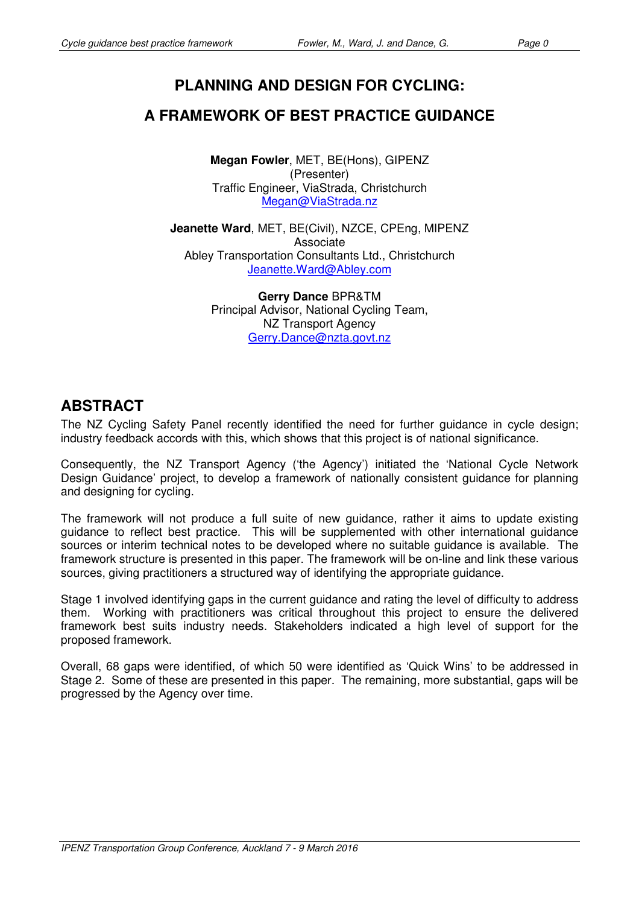# PLANNING AND DESIGN FOR CYCLING:

# A FRAMEWORK OF BEST PRACTICE GUIDANCE

**Megan Fowler**, MET, BE(Hons), GIPENZ
(Presenter)
Traffic Engineer, ViaStrada, Christchurch
Megan@ViaStrada.nz

**Jeanette Ward**, MET, BE(Civil), NZCE, CPEng, MIPENZ
Associate
Abley Transportation Consultants Ltd., Christchurch
Jeanette.Ward@Abley.com

**Gerry Dance** BPR&TM
Principal Advisor, National Cycling Team,
NZ Transport Agency
Gerry.Dance@nzta.govt.nz

## ABSTRACT

The NZ Cycling Safety Panel recently identified the need for further guidance in cycle design; industry feedback accords with this, which shows that this project is of national significance.

Consequently, the NZ Transport Agency ('the Agency') initiated the 'National Cycle Network Design Guidance' project, to develop a framework of nationally consistent guidance for planning and designing for cycling.

The framework will not produce a full suite of new guidance, rather it aims to update existing guidance to reflect best practice. This will be supplemented with other international guidance sources or interim technical notes to be developed where no suitable guidance is available. The framework structure is presented in this paper. The framework will be on-line and link these various sources, giving practitioners a structured way of identifying the appropriate guidance.

Stage 1 involved identifying gaps in the current guidance and rating the level of difficulty to address them. Working with practitioners was critical throughout this project to ensure the delivered framework best suits industry needs. Stakeholders indicated a high level of support for the proposed framework.

Overall, 68 gaps were identified, of which 50 were identified as 'Quick Wins' to be addressed in Stage 2. Some of these are presented in this paper. The remaining, more substantial, gaps will be progressed by the Agency over time.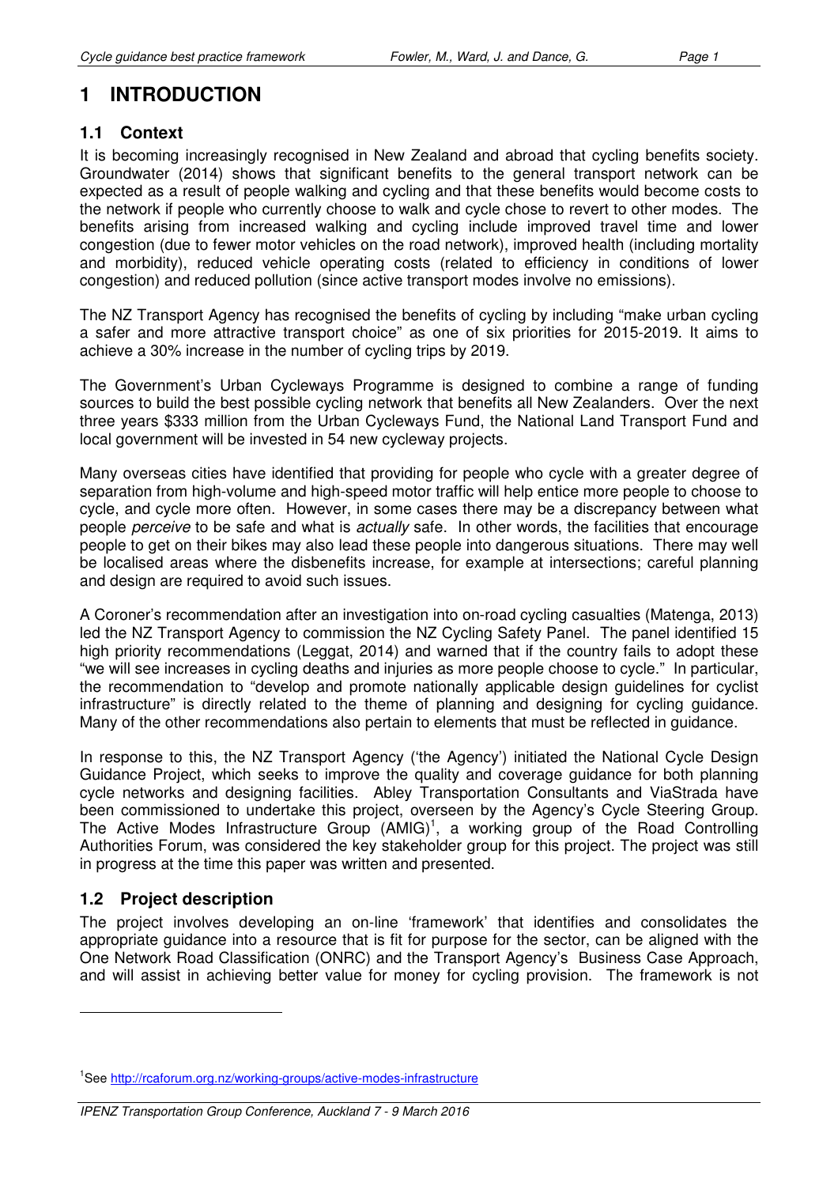# 1 INTRODUCTION

## 1.1 Context

It is becoming increasingly recognised in New Zealand and abroad that cycling benefits society. Groundwater (2014) shows that significant benefits to the general transport network can be expected as a result of people walking and cycling and that these benefits would become costs to the network if people who currently choose to walk and cycle chose to revert to other modes. The benefits arising from increased walking and cycling include improved travel time and lower congestion (due to fewer motor vehicles on the road network), improved health (including mortality and morbidity), reduced vehicle operating costs (related to efficiency in conditions of lower congestion) and reduced pollution (since active transport modes involve no emissions).

The NZ Transport Agency has recognised the benefits of cycling by including "make urban cycling a safer and more attractive transport choice" as one of six priorities for 2015-2019. It aims to achieve a 30% increase in the number of cycling trips by 2019.

The Government's Urban Cycleways Programme is designed to combine a range of funding sources to build the best possible cycling network that benefits all New Zealanders. Over the next three years $333 million from the Urban Cycleways Fund, the National Land Transport Fund and local government will be invested in 54 new cycleway projects.

Many overseas cities have identified that providing for people who cycle with a greater degree of separation from high-volume and high-speed motor traffic will help entice more people to choose to cycle, and cycle more often. However, in some cases there may be a discrepancy between what people *perceive* to be safe and what is *actually* safe. In other words, the facilities that encourage people to get on their bikes may also lead these people into dangerous situations. There may well be localised areas where the disbenefits increase, for example at intersections; careful planning and design are required to avoid such issues.

A Coroner's recommendation after an investigation into on-road cycling casualties (Matenga, 2013) led the NZ Transport Agency to commission the NZ Cycling Safety Panel. The panel identified 15 high priority recommendations (Leggat, 2014) and warned that if the country fails to adopt these "we will see increases in cycling deaths and injuries as more people choose to cycle." In particular, the recommendation to "develop and promote nationally applicable design guidelines for cyclist infrastructure" is directly related to the theme of planning and designing for cycling guidance. Many of the other recommendations also pertain to elements that must be reflected in guidance.

In response to this, the NZ Transport Agency ('the Agency') initiated the National Cycle Design Guidance Project, which seeks to improve the quality and coverage guidance for both planning cycle networks and designing facilities. Abley Transportation Consultants and ViaStrada have been commissioned to undertake this project, overseen by the Agency's Cycle Steering Group. The Active Modes Infrastructure Group (AMIG)[1], a working group of the Road Controlling Authorities Forum, was considered the key stakeholder group for this project. The project was still in progress at the time this paper was written and presented.

## 1.2 Project description

The project involves developing an on-line 'framework' that identifies and consolidates the appropriate guidance into a resource that is fit for purpose for the sector, can be aligned with the One Network Road Classification (ONRC) and the Transport Agency's Business Case Approach, and will assist in achieving better value for money for cycling provision. The framework is not

[1] See http://rcaforum.org.nz/working-groups/active-modes-infrastructure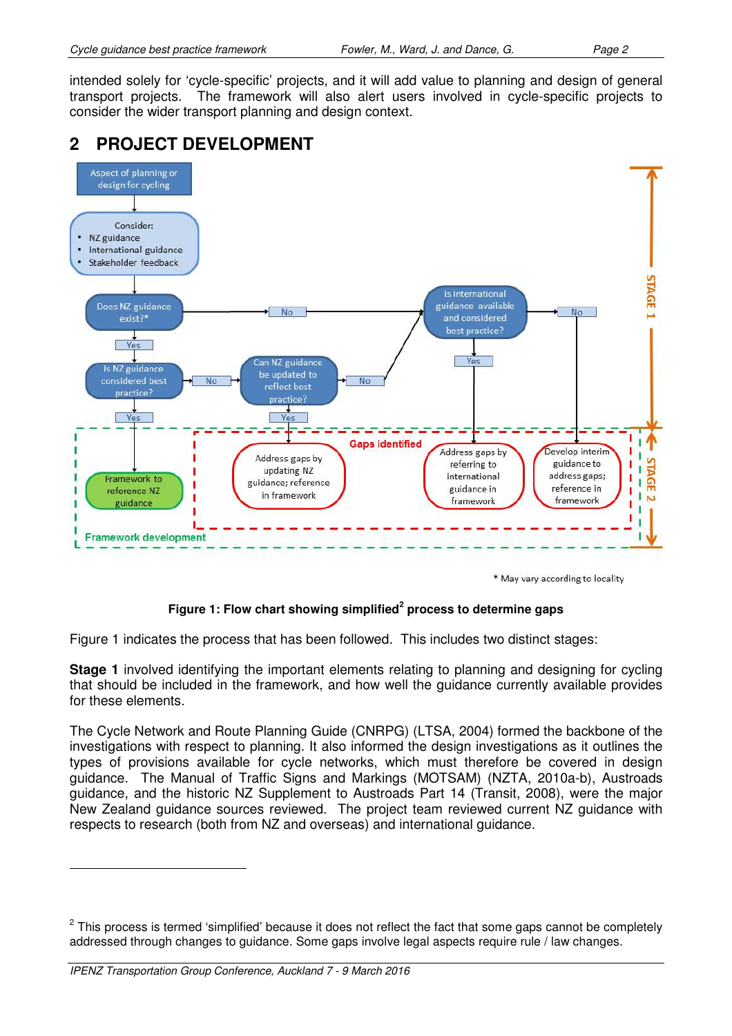intended solely for 'cycle-specific' projects, and it will add value to planning and design of general transport projects. The framework will also alert users involved in cycle-specific projects to consider the wider transport planning and design context.

## 2 PROJECT DEVELOPMENT

\* May vary according to locality

**Figure 1: Flow chart showing simplified[2] process to determine gaps**

Figure 1 indicates the process that has been followed. This includes two distinct stages:

**Stage 1** involved identifying the important elements relating to planning and designing for cycling that should be included in the framework, and how well the guidance currently available provides for these elements.

The Cycle Network and Route Planning Guide (CNRPG) (LTSA, 2004) formed the backbone of the investigations with respect to planning. It also informed the design investigations as it outlines the types of provisions available for cycle networks, which must therefore be covered in design guidance. The Manual of Traffic Signs and Markings (MOTSAM) (NZTA, 2010a-b), Austroads guidance, and the historic NZ Supplement to Austroads Part 14 (Transit, 2008), were the major New Zealand guidance sources reviewed. The project team reviewed current NZ guidance with respects to research (both from NZ and overseas) and international guidance.

---

[2] This process is termed 'simplified' because it does not reflect the fact that some gaps cannot be completely addressed through changes to guidance. Some gaps involve legal aspects require rule / law changes.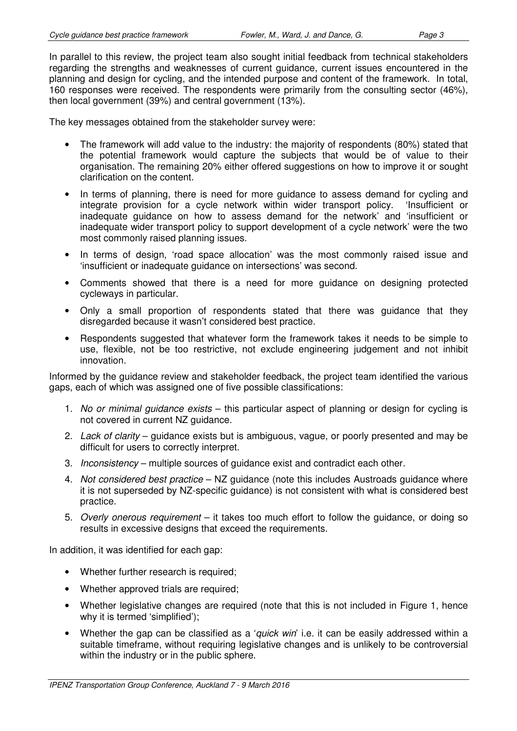In parallel to this review, the project team also sought initial feedback from technical stakeholders regarding the strengths and weaknesses of current guidance, current issues encountered in the planning and design for cycling, and the intended purpose and content of the framework. In total, 160 responses were received. The respondents were primarily from the consulting sector (46%), then local government (39%) and central government (13%).

The key messages obtained from the stakeholder survey were:

- The framework will add value to the industry: the majority of respondents (80%) stated that the potential framework would capture the subjects that would be of value to their organisation. The remaining 20% either offered suggestions on how to improve it or sought clarification on the content.
- In terms of planning, there is need for more guidance to assess demand for cycling and integrate provision for a cycle network within wider transport policy. 'Insufficient or inadequate guidance on how to assess demand for the network' and 'insufficient or inadequate wider transport policy to support development of a cycle network' were the two most commonly raised planning issues.
- In terms of design, 'road space allocation' was the most commonly raised issue and 'insufficient or inadequate guidance on intersections' was second.
- Comments showed that there is a need for more guidance on designing protected cycleways in particular.
- Only a small proportion of respondents stated that there was guidance that they disregarded because it wasn't considered best practice.
- Respondents suggested that whatever form the framework takes it needs to be simple to use, flexible, not be too restrictive, not exclude engineering judgement and not inhibit innovation.

Informed by the guidance review and stakeholder feedback, the project team identified the various gaps, each of which was assigned one of five possible classifications:

1. *No or minimal guidance exists* – this particular aspect of planning or design for cycling is not covered in current NZ guidance.
2. *Lack of clarity* – guidance exists but is ambiguous, vague, or poorly presented and may be difficult for users to correctly interpret.
3. *Inconsistency* – multiple sources of guidance exist and contradict each other.
4. *Not considered best practice* – NZ guidance (note this includes Austroads guidance where it is not superseded by NZ-specific guidance) is not consistent with what is considered best practice.
5. *Overly onerous requirement* – it takes too much effort to follow the guidance, or doing so results in excessive designs that exceed the requirements.

In addition, it was identified for each gap:

- Whether further research is required;
- Whether approved trials are required;
- Whether legislative changes are required (note that this is not included in Figure 1, hence why it is termed 'simplified');
- Whether the gap can be classified as a '*quick win*' i.e. it can be easily addressed within a suitable timeframe, without requiring legislative changes and is unlikely to be controversial within the industry or in the public sphere.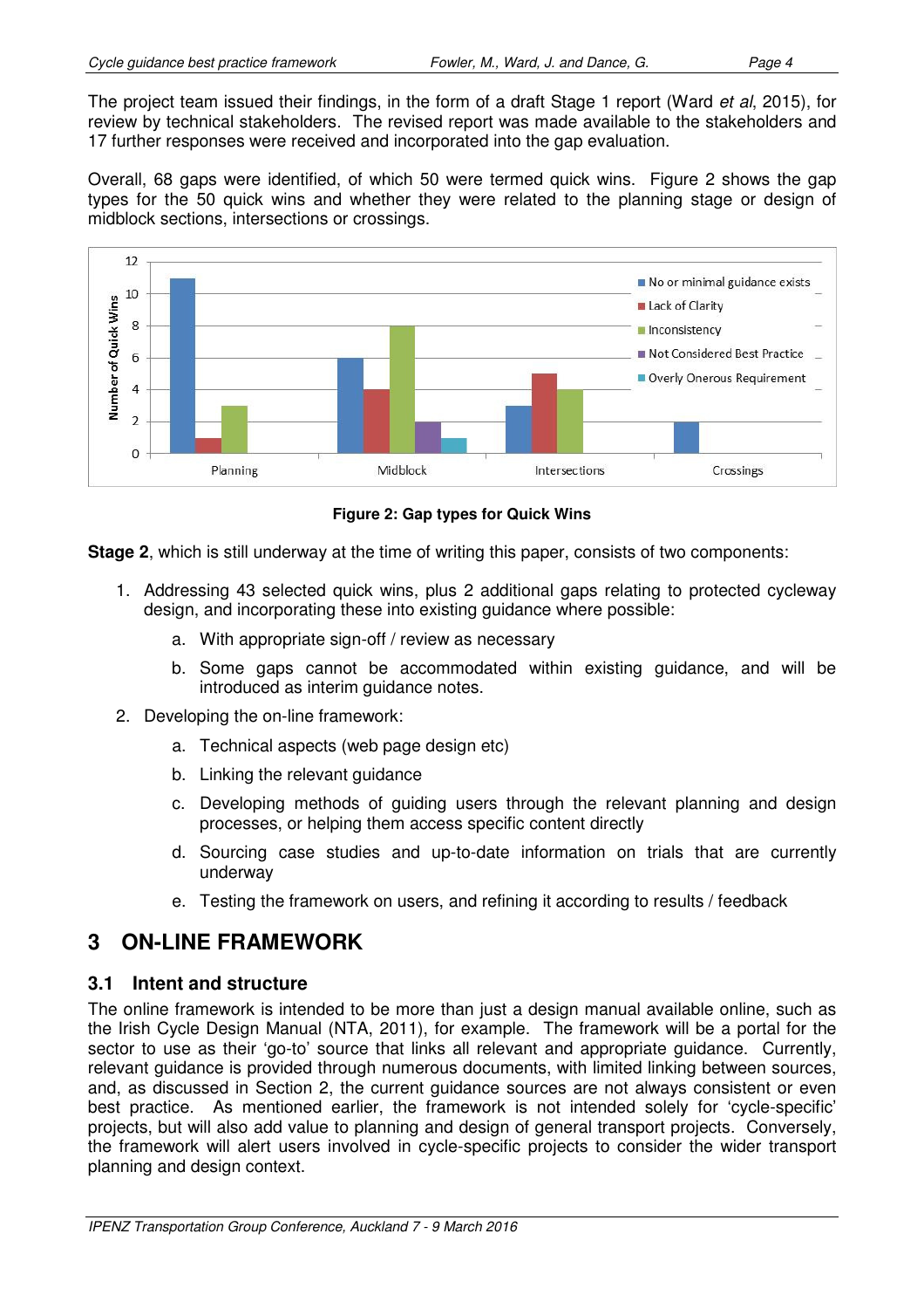The project team issued their findings, in the form of a draft Stage 1 report (Ward *et al*, 2015), for review by technical stakeholders. The revised report was made available to the stakeholders and 17 further responses were received and incorporated into the gap evaluation.

Overall, 68 gaps were identified, of which 50 were termed quick wins. Figure 2 shows the gap types for the 50 quick wins and whether they were related to the planning stage or design of midblock sections, intersections or crossings.

**Figure 2: Gap types for Quick Wins**

**Stage 2**, which is still underway at the time of writing this paper, consists of two components:

1. Addressing 43 selected quick wins, plus 2 additional gaps relating to protected cycleway design, and incorporating these into existing guidance where possible:
    a. With appropriate sign-off / review as necessary
    b. Some gaps cannot be accommodated within existing guidance, and will be introduced as interim guidance notes.
2. Developing the on-line framework:
    a. Technical aspects (web page design etc)
    b. Linking the relevant guidance
    c. Developing methods of guiding users through the relevant planning and design processes, or helping them access specific content directly
    d. Sourcing case studies and up-to-date information on trials that are currently underway
    e. Testing the framework on users, and refining it according to results / feedback

# 3 ON-LINE FRAMEWORK

## 3.1 Intent and structure

The online framework is intended to be more than just a design manual available online, such as the Irish Cycle Design Manual (NTA, 2011), for example. The framework will be a portal for the sector to use as their 'go-to' source that links all relevant and appropriate guidance. Currently, relevant guidance is provided through numerous documents, with limited linking between sources, and, as discussed in Section 2, the current guidance sources are not always consistent or even best practice. As mentioned earlier, the framework is not intended solely for 'cycle-specific' projects, but will also add value to planning and design of general transport projects. Conversely, the framework will alert users involved in cycle-specific projects to consider the wider transport planning and design context.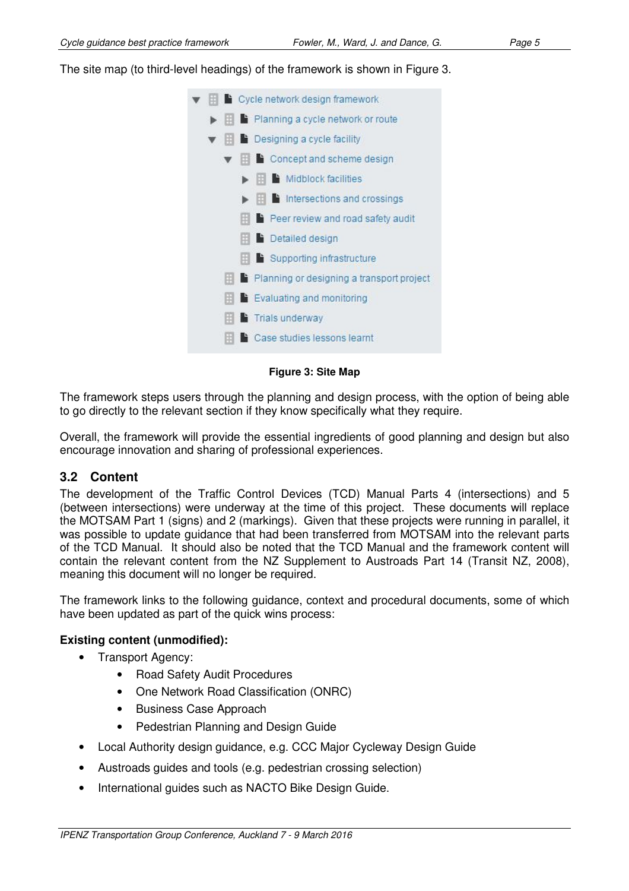The site map (to third-level headings) of the framework is shown in Figure 3.

- Cycle network design framework
  - Planning a cycle network or route
  - Designing a cycle facility
    - Concept and scheme design
      - Midblock facilities
      - Intersections and crossings
    - Peer review and road safety audit
    - Detailed design
    - Supporting infrastructure
  - Planning or designing a transport project
  - Evaluating and monitoring
  - Trials underway
  - Case studies lessons learnt

**Figure 3: Site Map**

The framework steps users through the planning and design process, with the option of being able to go directly to the relevant section if they know specifically what they require.

Overall, the framework will provide the essential ingredients of good planning and design but also encourage innovation and sharing of professional experiences.

## 3.2 Content

The development of the Traffic Control Devices (TCD) Manual Parts 4 (intersections) and 5 (between intersections) were underway at the time of this project. These documents will replace the MOTSAM Part 1 (signs) and 2 (markings). Given that these projects were running in parallel, it was possible to update guidance that had been transferred from MOTSAM into the relevant parts of the TCD Manual. It should also be noted that the TCD Manual and the framework content will contain the relevant content from the NZ Supplement to Austroads Part 14 (Transit NZ, 2008), meaning this document will no longer be required.

The framework links to the following guidance, context and procedural documents, some of which have been updated as part of the quick wins process:

**Existing content (unmodified):**

- Transport Agency:
  - Road Safety Audit Procedures
  - One Network Road Classification (ONRC)
  - Business Case Approach
  - Pedestrian Planning and Design Guide
- Local Authority design guidance, e.g. CCC Major Cycleway Design Guide
- Austroads guides and tools (e.g. pedestrian crossing selection)
- International guides such as NACTO Bike Design Guide.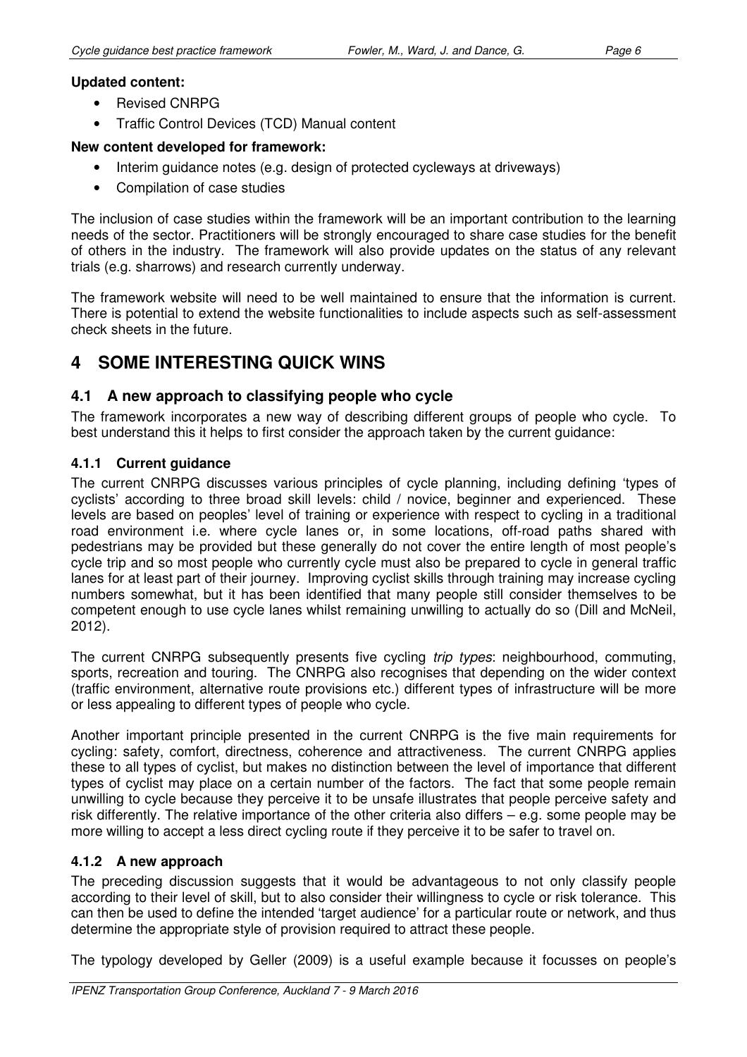**Updated content:**

- Revised CNRPG
- Traffic Control Devices (TCD) Manual content

**New content developed for framework:**

- Interim guidance notes (e.g. design of protected cycleways at driveways)
- Compilation of case studies

The inclusion of case studies within the framework will be an important contribution to the learning needs of the sector. Practitioners will be strongly encouraged to share case studies for the benefit of others in the industry. The framework will also provide updates on the status of any relevant trials (e.g. sharrows) and research currently underway.

The framework website will need to be well maintained to ensure that the information is current. There is potential to extend the website functionalities to include aspects such as self-assessment check sheets in the future.

# 4 SOME INTERESTING QUICK WINS

## 4.1 A new approach to classifying people who cycle

The framework incorporates a new way of describing different groups of people who cycle. To best understand this it helps to first consider the approach taken by the current guidance:

### 4.1.1 Current guidance

The current CNRPG discusses various principles of cycle planning, including defining 'types of cyclists' according to three broad skill levels: child / novice, beginner and experienced. These levels are based on peoples' level of training or experience with respect to cycling in a traditional road environment i.e. where cycle lanes or, in some locations, off-road paths shared with pedestrians may be provided but these generally do not cover the entire length of most people's cycle trip and so most people who currently cycle must also be prepared to cycle in general traffic lanes for at least part of their journey. Improving cyclist skills through training may increase cycling numbers somewhat, but it has been identified that many people still consider themselves to be competent enough to use cycle lanes whilst remaining unwilling to actually do so (Dill and McNeil, 2012).

The current CNRPG subsequently presents five cycling *trip types*: neighbourhood, commuting, sports, recreation and touring. The CNRPG also recognises that depending on the wider context (traffic environment, alternative route provisions etc.) different types of infrastructure will be more or less appealing to different types of people who cycle.

Another important principle presented in the current CNRPG is the five main requirements for cycling: safety, comfort, directness, coherence and attractiveness. The current CNRPG applies these to all types of cyclist, but makes no distinction between the level of importance that different types of cyclist may place on a certain number of the factors. The fact that some people remain unwilling to cycle because they perceive it to be unsafe illustrates that people perceive safety and risk differently. The relative importance of the other criteria also differs – e.g. some people may be more willing to accept a less direct cycling route if they perceive it to be safer to travel on.

### 4.1.2 A new approach

The preceding discussion suggests that it would be advantageous to not only classify people according to their level of skill, but to also consider their willingness to cycle or risk tolerance. This can then be used to define the intended 'target audience' for a particular route or network, and thus determine the appropriate style of provision required to attract these people.

The typology developed by Geller (2009) is a useful example because it focusses on people's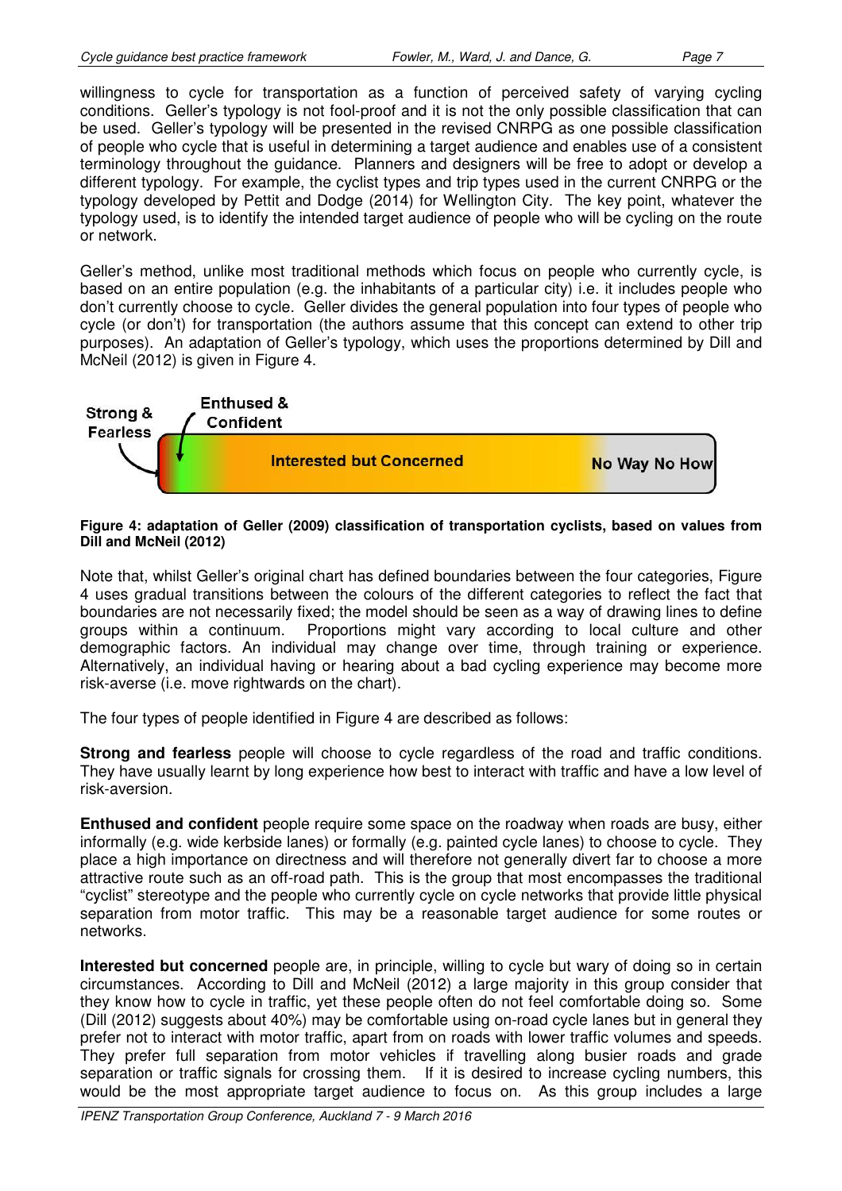willingness to cycle for transportation as a function of perceived safety of varying cycling conditions. Geller's typology is not fool-proof and it is not the only possible classification that can be used. Geller's typology will be presented in the revised CNRPG as one possible classification of people who cycle that is useful in determining a target audience and enables use of a consistent terminology throughout the guidance. Planners and designers will be free to adopt or develop a different typology. For example, the cyclist types and trip types used in the current CNRPG or the typology developed by Pettit and Dodge (2014) for Wellington City. The key point, whatever the typology used, is to identify the intended target audience of people who will be cycling on the route or network.

Geller's method, unlike most traditional methods which focus on people who currently cycle, is based on an entire population (e.g. the inhabitants of a particular city) i.e. it includes people who don't currently choose to cycle. Geller divides the general population into four types of people who cycle (or don't) for transportation (the authors assume that this concept can extend to other trip purposes). An adaptation of Geller's typology, which uses the proportions determined by Dill and McNeil (2012) is given in Figure 4.

Strong & Fearless | Enthused & Confident | Interested but Concerned | No Way No How

**Figure 4: adaptation of Geller (2009) classification of transportation cyclists, based on values from Dill and McNeil (2012)**

Note that, whilst Geller's original chart has defined boundaries between the four categories, Figure 4 uses gradual transitions between the colours of the different categories to reflect the fact that boundaries are not necessarily fixed; the model should be seen as a way of drawing lines to define groups within a continuum. Proportions might vary according to local culture and other demographic factors. An individual may change over time, through training or experience. Alternatively, an individual having or hearing about a bad cycling experience may become more risk-averse (i.e. move rightwards on the chart).

The four types of people identified in Figure 4 are described as follows:

**Strong and fearless** people will choose to cycle regardless of the road and traffic conditions. They have usually learnt by long experience how best to interact with traffic and have a low level of risk-aversion.

**Enthused and confident** people require some space on the roadway when roads are busy, either informally (e.g. wide kerbside lanes) or formally (e.g. painted cycle lanes) to choose to cycle. They place a high importance on directness and will therefore not generally divert far to choose a more attractive route such as an off-road path. This is the group that most encompasses the traditional "cyclist" stereotype and the people who currently cycle on cycle networks that provide little physical separation from motor traffic. This may be a reasonable target audience for some routes or networks.

**Interested but concerned** people are, in principle, willing to cycle but wary of doing so in certain circumstances. According to Dill and McNeil (2012) a large majority in this group consider that they know how to cycle in traffic, yet these people often do not feel comfortable doing so. Some (Dill (2012) suggests about 40%) may be comfortable using on-road cycle lanes but in general they prefer not to interact with motor traffic, apart from on roads with lower traffic volumes and speeds. They prefer full separation from motor vehicles if travelling along busier roads and grade separation or traffic signals for crossing them. If it is desired to increase cycling numbers, this would be the most appropriate target audience to focus on. As this group includes a large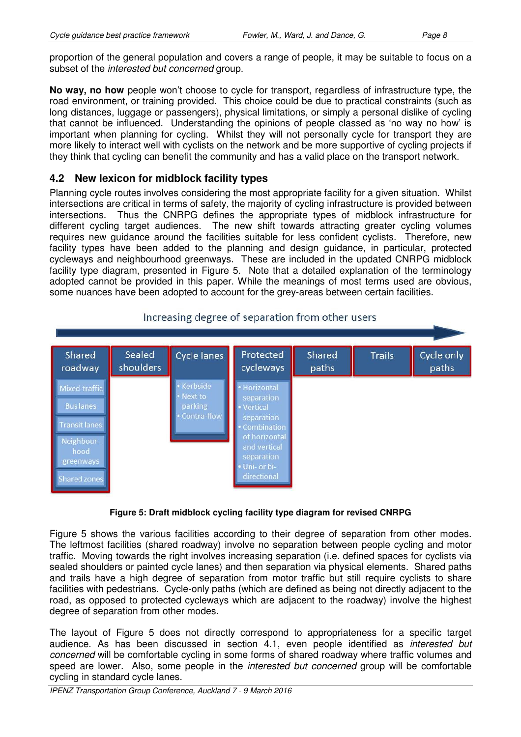proportion of the general population and covers a range of people, it may be suitable to focus on a subset of the *interested but concerned* group.

**No way, no how** people won't choose to cycle for transport, regardless of infrastructure type, the road environment, or training provided. This choice could be due to practical constraints (such as long distances, luggage or passengers), physical limitations, or simply a personal dislike of cycling that cannot be influenced. Understanding the opinions of people classed as 'no way no how' is important when planning for cycling. Whilst they will not personally cycle for transport they are more likely to interact well with cyclists on the network and be more supportive of cycling projects if they think that cycling can benefit the community and has a valid place on the transport network.

## 4.2 New lexicon for midblock facility types

Planning cycle routes involves considering the most appropriate facility for a given situation. Whilst intersections are critical in terms of safety, the majority of cycling infrastructure is provided between intersections. Thus the CNRPG defines the appropriate types of midblock infrastructure for different cycling target audiences. The new shift towards attracting greater cycling volumes requires new guidance around the facilities suitable for less confident cyclists. Therefore, new facility types have been added to the planning and design guidance, in particular, protected cycleways and neighbourhood greenways. These are included in the updated CNRPG midblock facility type diagram, presented in Figure 5. Note that a detailed explanation of the terminology adopted cannot be provided in this paper. While the meanings of most terms used are obvious, some nuances have been adopted to account for the grey-areas between certain facilities.

Increasing degree of separation from other users →

| Shared roadway | Sealed shoulders | Cycle lanes | Protected cycleways | Shared paths | Trails | Cycle only paths |
|---|---|---|---|---|---|---|
| Mixed traffic<br>Bus lanes<br>Transit lanes<br>Neighbourhood greenways<br>Shared zones | | • Kerbside<br>• Next to parking<br>• Contra-flow | • Horizontal separation<br>• Vertical separation<br>• Combination of horizontal and vertical separation<br>• Uni- or bi-directional | | | |

**Figure 5: Draft midblock cycling facility type diagram for revised CNRPG**

Figure 5 shows the various facilities according to their degree of separation from other modes. The leftmost facilities (shared roadway) involve no separation between people cycling and motor traffic. Moving towards the right involves increasing separation (i.e. defined spaces for cyclists via sealed shoulders or painted cycle lanes) and then separation via physical elements. Shared paths and trails have a high degree of separation from motor traffic but still require cyclists to share facilities with pedestrians. Cycle-only paths (which are defined as being not directly adjacent to the road, as opposed to protected cycleways which are adjacent to the roadway) involve the highest degree of separation from other modes.

The layout of Figure 5 does not directly correspond to appropriateness for a specific target audience. As has been discussed in section 4.1, even people identified as *interested but concerned* will be comfortable cycling in some forms of shared roadway where traffic volumes and speed are lower. Also, some people in the *interested but concerned* group will be comfortable cycling in standard cycle lanes.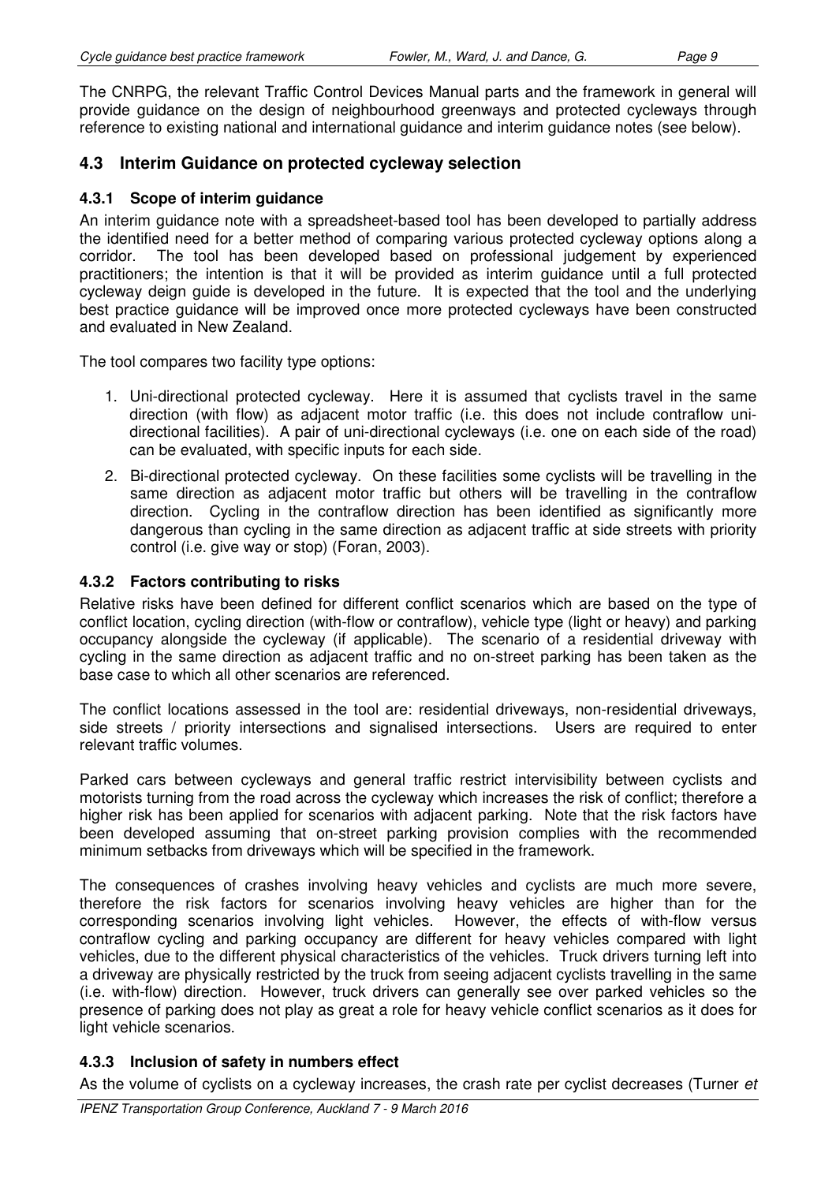The CNRPG, the relevant Traffic Control Devices Manual parts and the framework in general will provide guidance on the design of neighbourhood greenways and protected cycleways through reference to existing national and international guidance and interim guidance notes (see below).

## 4.3 Interim Guidance on protected cycleway selection

### 4.3.1 Scope of interim guidance

An interim guidance note with a spreadsheet-based tool has been developed to partially address the identified need for a better method of comparing various protected cycleway options along a corridor. The tool has been developed based on professional judgement by experienced practitioners; the intention is that it will be provided as interim guidance until a full protected cycleway deign guide is developed in the future. It is expected that the tool and the underlying best practice guidance will be improved once more protected cycleways have been constructed and evaluated in New Zealand.

The tool compares two facility type options:

1. Uni-directional protected cycleway. Here it is assumed that cyclists travel in the same direction (with flow) as adjacent motor traffic (i.e. this does not include contraflow uni-directional facilities). A pair of uni-directional cycleways (i.e. one on each side of the road) can be evaluated, with specific inputs for each side.
2. Bi-directional protected cycleway. On these facilities some cyclists will be travelling in the same direction as adjacent motor traffic but others will be travelling in the contraflow direction. Cycling in the contraflow direction has been identified as significantly more dangerous than cycling in the same direction as adjacent traffic at side streets with priority control (i.e. give way or stop) (Foran, 2003).

### 4.3.2 Factors contributing to risks

Relative risks have been defined for different conflict scenarios which are based on the type of conflict location, cycling direction (with-flow or contraflow), vehicle type (light or heavy) and parking occupancy alongside the cycleway (if applicable). The scenario of a residential driveway with cycling in the same direction as adjacent traffic and no on-street parking has been taken as the base case to which all other scenarios are referenced.

The conflict locations assessed in the tool are: residential driveways, non-residential driveways, side streets / priority intersections and signalised intersections. Users are required to enter relevant traffic volumes.

Parked cars between cycleways and general traffic restrict intervisibility between cyclists and motorists turning from the road across the cycleway which increases the risk of conflict; therefore a higher risk has been applied for scenarios with adjacent parking. Note that the risk factors have been developed assuming that on-street parking provision complies with the recommended minimum setbacks from driveways which will be specified in the framework.

The consequences of crashes involving heavy vehicles and cyclists are much more severe, therefore the risk factors for scenarios involving heavy vehicles are higher than for the corresponding scenarios involving light vehicles. However, the effects of with-flow versus contraflow cycling and parking occupancy are different for heavy vehicles compared with light vehicles, due to the different physical characteristics of the vehicles. Truck drivers turning left into a driveway are physically restricted by the truck from seeing adjacent cyclists travelling in the same (i.e. with-flow) direction. However, truck drivers can generally see over parked vehicles so the presence of parking does not play as great a role for heavy vehicle conflict scenarios as it does for light vehicle scenarios.

### 4.3.3 Inclusion of safety in numbers effect

As the volume of cyclists on a cycleway increases, the crash rate per cyclist decreases (Turner *et*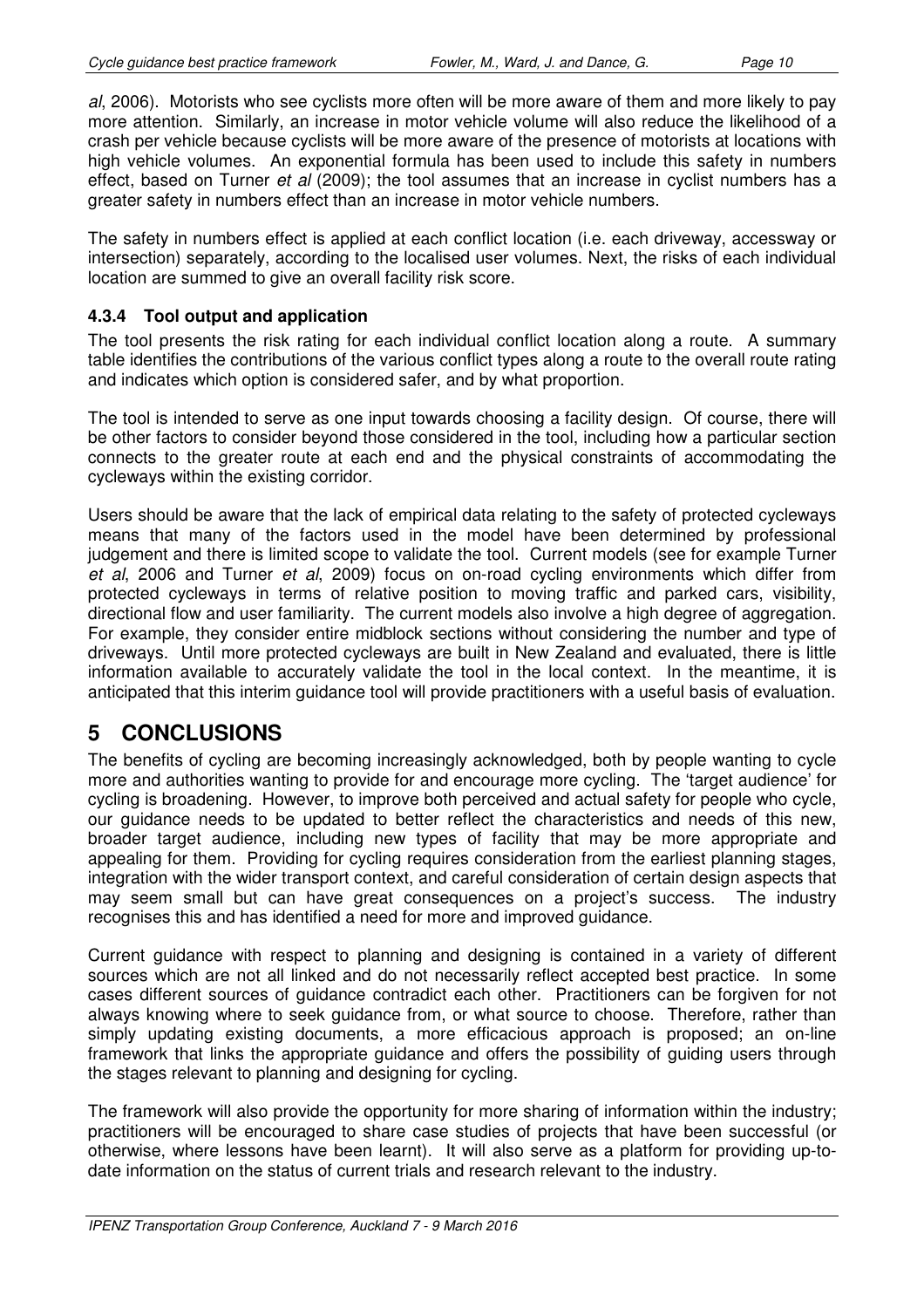*al*, 2006). Motorists who see cyclists more often will be more aware of them and more likely to pay more attention. Similarly, an increase in motor vehicle volume will also reduce the likelihood of a crash per vehicle because cyclists will be more aware of the presence of motorists at locations with high vehicle volumes. An exponential formula has been used to include this safety in numbers effect, based on Turner *et al* (2009); the tool assumes that an increase in cyclist numbers has a greater safety in numbers effect than an increase in motor vehicle numbers.

The safety in numbers effect is applied at each conflict location (i.e. each driveway, accessway or intersection) separately, according to the localised user volumes. Next, the risks of each individual location are summed to give an overall facility risk score.

### 4.3.4 Tool output and application

The tool presents the risk rating for each individual conflict location along a route. A summary table identifies the contributions of the various conflict types along a route to the overall route rating and indicates which option is considered safer, and by what proportion.

The tool is intended to serve as one input towards choosing a facility design. Of course, there will be other factors to consider beyond those considered in the tool, including how a particular section connects to the greater route at each end and the physical constraints of accommodating the cycleways within the existing corridor.

Users should be aware that the lack of empirical data relating to the safety of protected cycleways means that many of the factors used in the model have been determined by professional judgement and there is limited scope to validate the tool. Current models (see for example Turner *et al*, 2006 and Turner *et al*, 2009) focus on on-road cycling environments which differ from protected cycleways in terms of relative position to moving traffic and parked cars, visibility, directional flow and user familiarity. The current models also involve a high degree of aggregation. For example, they consider entire midblock sections without considering the number and type of driveways. Until more protected cycleways are built in New Zealand and evaluated, there is little information available to accurately validate the tool in the local context. In the meantime, it is anticipated that this interim guidance tool will provide practitioners with a useful basis of evaluation.

# 5 CONCLUSIONS

The benefits of cycling are becoming increasingly acknowledged, both by people wanting to cycle more and authorities wanting to provide for and encourage more cycling. The 'target audience' for cycling is broadening. However, to improve both perceived and actual safety for people who cycle, our guidance needs to be updated to better reflect the characteristics and needs of this new, broader target audience, including new types of facility that may be more appropriate and appealing for them. Providing for cycling requires consideration from the earliest planning stages, integration with the wider transport context, and careful consideration of certain design aspects that may seem small but can have great consequences on a project's success. The industry recognises this and has identified a need for more and improved guidance.

Current guidance with respect to planning and designing is contained in a variety of different sources which are not all linked and do not necessarily reflect accepted best practice. In some cases different sources of guidance contradict each other. Practitioners can be forgiven for not always knowing where to seek guidance from, or what source to choose. Therefore, rather than simply updating existing documents, a more efficacious approach is proposed; an on-line framework that links the appropriate guidance and offers the possibility of guiding users through the stages relevant to planning and designing for cycling.

The framework will also provide the opportunity for more sharing of information within the industry; practitioners will be encouraged to share case studies of projects that have been successful (or otherwise, where lessons have been learnt). It will also serve as a platform for providing up-to-date information on the status of current trials and research relevant to the industry.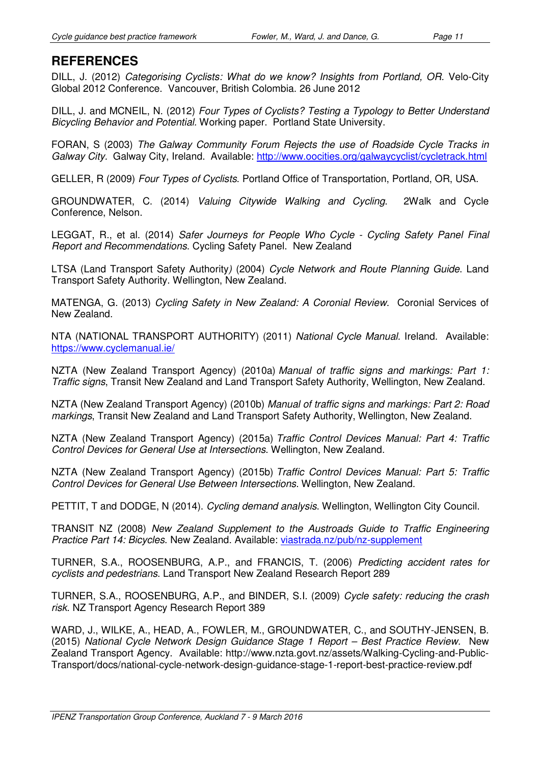# REFERENCES

DILL, J. (2012) *Categorising Cyclists: What do we know? Insights from Portland, OR.* Velo-City Global 2012 Conference. Vancouver, British Colombia. 26 June 2012

DILL, J. and MCNEIL, N. (2012) *Four Types of Cyclists? Testing a Typology to Better Understand Bicycling Behavior and Potential.* Working paper. Portland State University.

FORAN, S (2003) *The Galway Community Forum Rejects the use of Roadside Cycle Tracks in Galway City.* Galway City, Ireland. Available: http://www.oocities.org/galwaycyclist/cycletrack.html

GELLER, R (2009) *Four Types of Cyclists*. Portland Office of Transportation, Portland, OR, USA.

GROUNDWATER, C. (2014) *Valuing Citywide Walking and Cycling*. 2Walk and Cycle Conference, Nelson.

LEGGAT, R., et al. (2014) *Safer Journeys for People Who Cycle - Cycling Safety Panel Final Report and Recommendations*. Cycling Safety Panel. New Zealand

LTSA (Land Transport Safety Authority*)* (2004) *Cycle Network and Route Planning Guide*. Land Transport Safety Authority. Wellington, New Zealand.

MATENGA, G. (2013) *Cycling Safety in New Zealand: A Coronial Review*. Coronial Services of New Zealand.

NTA (NATIONAL TRANSPORT AUTHORITY) (2011) *National Cycle Manual.* Ireland. Available: https://www.cyclemanual.ie/

NZTA (New Zealand Transport Agency) (2010a) *Manual of traffic signs and markings: Part 1: Traffic signs*, Transit New Zealand and Land Transport Safety Authority, Wellington, New Zealand.

NZTA (New Zealand Transport Agency) (2010b) *Manual of traffic signs and markings: Part 2: Road markings*, Transit New Zealand and Land Transport Safety Authority, Wellington, New Zealand.

NZTA (New Zealand Transport Agency) (2015a) *Traffic Control Devices Manual: Part 4: Traffic Control Devices for General Use at Intersections*. Wellington, New Zealand.

NZTA (New Zealand Transport Agency) (2015b) *Traffic Control Devices Manual: Part 5: Traffic Control Devices for General Use Between Intersections*. Wellington, New Zealand.

PETTIT, T and DODGE, N (2014). *Cycling demand analysis*. Wellington, Wellington City Council.

TRANSIT NZ (2008) *New Zealand Supplement to the Austroads Guide to Traffic Engineering Practice Part 14: Bicycles*. New Zealand. Available: viastrada.nz/pub/nz-supplement

TURNER, S.A., ROOSENBURG, A.P., and FRANCIS, T. (2006) *Predicting accident rates for cyclists and pedestrians*. Land Transport New Zealand Research Report 289

TURNER, S.A., ROOSENBURG, A.P., and BINDER, S.I. (2009) *Cycle safety: reducing the crash risk*. NZ Transport Agency Research Report 389

WARD, J., WILKE, A., HEAD, A., FOWLER, M., GROUNDWATER, C., and SOUTHY-JENSEN, B. (2015) *National Cycle Network Design Guidance Stage 1 Report – Best Practice Review.* New Zealand Transport Agency. Available: http://www.nzta.govt.nz/assets/Walking-Cycling-and-Public-Transport/docs/national-cycle-network-design-guidance-stage-1-report-best-practice-review.pdf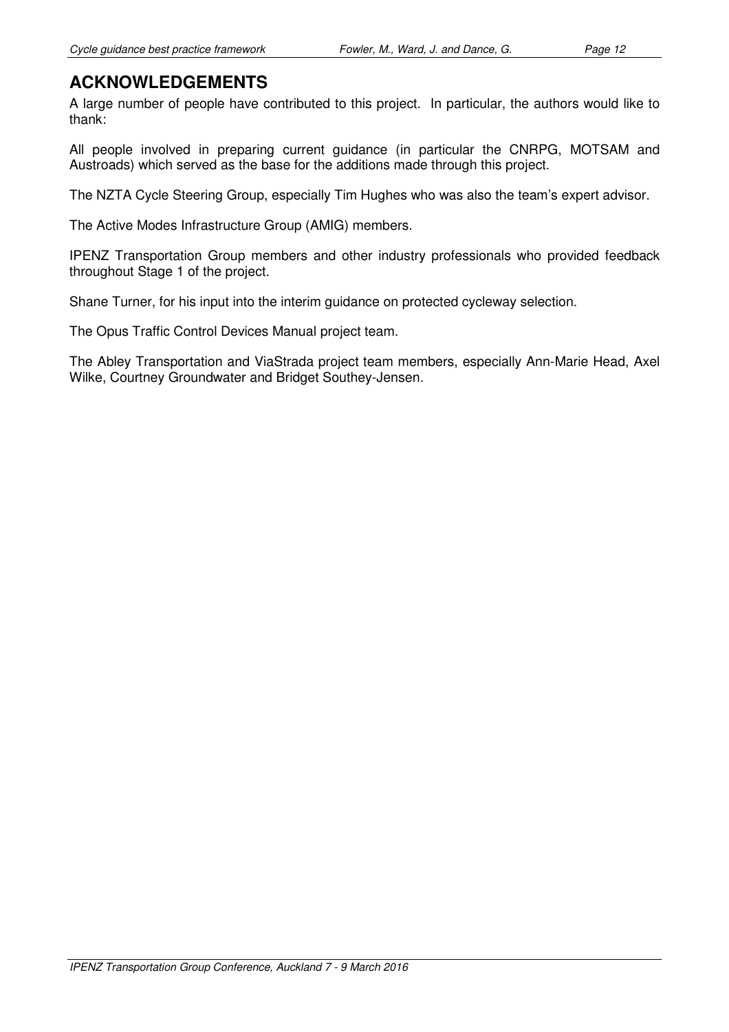## ACKNOWLEDGEMENTS

A large number of people have contributed to this project. In particular, the authors would like to thank:

All people involved in preparing current guidance (in particular the CNRPG, MOTSAM and Austroads) which served as the base for the additions made through this project.

The NZTA Cycle Steering Group, especially Tim Hughes who was also the team's expert advisor.

The Active Modes Infrastructure Group (AMIG) members.

IPENZ Transportation Group members and other industry professionals who provided feedback throughout Stage 1 of the project.

Shane Turner, for his input into the interim guidance on protected cycleway selection.

The Opus Traffic Control Devices Manual project team.

The Abley Transportation and ViaStrada project team members, especially Ann-Marie Head, Axel Wilke, Courtney Groundwater and Bridget Southey-Jensen.